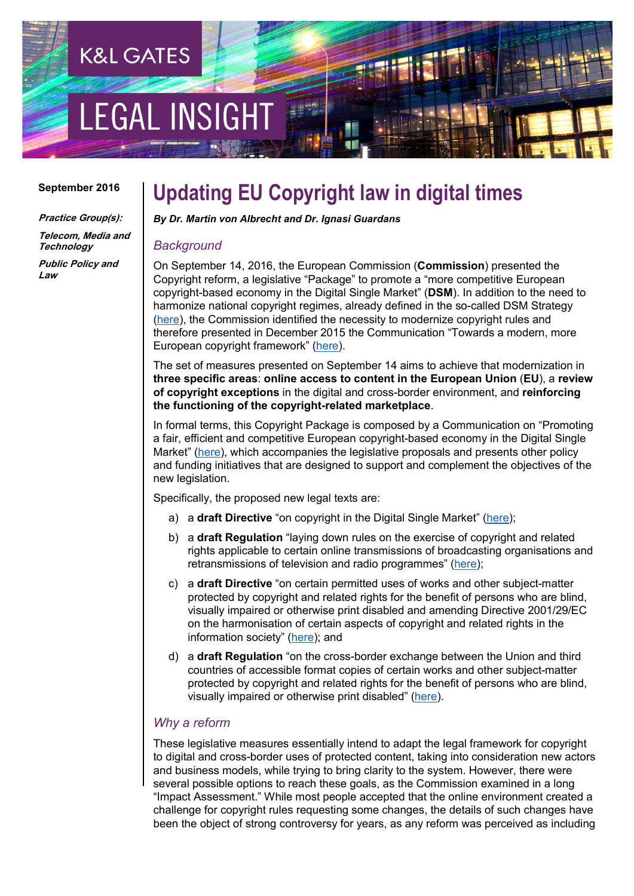K&L GATES

LEGAL INSIGHT

September 2016

*Practice Group(s):*

***Telecom, Media and Technology***

***Public Policy and Law***

# Updating EU Copyright law in digital times

***By Dr. Martin von Albrecht and Dr. Ignasi Guardans***

## *Background*

On September 14, 2016, the European Commission (**Commission**) presented the Copyright reform, a legislative "Package" to promote a "more competitive European copyright-based economy in the Digital Single Market" (**DSM**). In addition to the need to harmonize national copyright regimes, already defined in the so-called DSM Strategy (here), the Commission identified the necessity to modernize copyright rules and therefore presented in December 2015 the Communication "Towards a modern, more European copyright framework" (here).

The set of measures presented on September 14 aims to achieve that modernization in **three specific areas**: **online access to content in the European Union** (**EU**), a **review of copyright exceptions** in the digital and cross-border environment, and **reinforcing the functioning of the copyright-related marketplace**.

In formal terms, this Copyright Package is composed by a Communication on "Promoting a fair, efficient and competitive European copyright-based economy in the Digital Single Market" (here), which accompanies the legislative proposals and presents other policy and funding initiatives that are designed to support and complement the objectives of the new legislation.

Specifically, the proposed new legal texts are:

a) a **draft Directive** "on copyright in the Digital Single Market" (here);

b) a **draft Regulation** "laying down rules on the exercise of copyright and related rights applicable to certain online transmissions of broadcasting organisations and retransmissions of television and radio programmes" (here);

c) a **draft Directive** "on certain permitted uses of works and other subject-matter protected by copyright and related rights for the benefit of persons who are blind, visually impaired or otherwise print disabled and amending Directive 2001/29/EC on the harmonisation of certain aspects of copyright and related rights in the information society" (here); and

d) a **draft Regulation** "on the cross-border exchange between the Union and third countries of accessible format copies of certain works and other subject-matter protected by copyright and related rights for the benefit of persons who are blind, visually impaired or otherwise print disabled" (here).

## *Why a reform*

These legislative measures essentially intend to adapt the legal framework for copyright to digital and cross-border uses of protected content, taking into consideration new actors and business models, while trying to bring clarity to the system. However, there were several possible options to reach these goals, as the Commission examined in a long "Impact Assessment." While most people accepted that the online environment created a challenge for copyright rules requesting some changes, the details of such changes have been the object of strong controversy for years, as any reform was perceived as including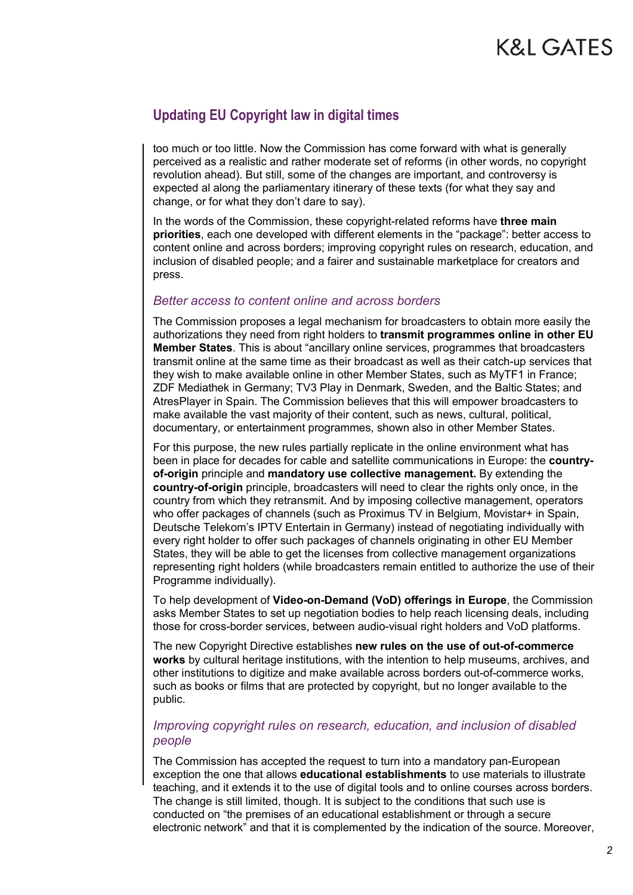too much or too little. Now the Commission has come forward with what is generally perceived as a realistic and rather moderate set of reforms (in other words, no copyright revolution ahead). But still, some of the changes are important, and controversy is expected al along the parliamentary itinerary of these texts (for what they say and change, or for what they don't dare to say).

In the words of the Commission, these copyright-related reforms have **three main priorities**, each one developed with different elements in the "package": better access to content online and across borders; improving copyright rules on research, education, and inclusion of disabled people; and a fairer and sustainable marketplace for creators and press.

### *Better access to content online and across borders*

The Commission proposes a legal mechanism for broadcasters to obtain more easily the authorizations they need from right holders to **transmit programmes online in other EU Member States**. This is about "ancillary online services, programmes that broadcasters transmit online at the same time as their broadcast as well as their catch-up services that they wish to make available online in other Member States, such as MyTF1 in France; ZDF Mediathek in Germany; TV3 Play in Denmark, Sweden, and the Baltic States; and AtresPlayer in Spain. The Commission believes that this will empower broadcasters to make available the vast majority of their content, such as news, cultural, political, documentary, or entertainment programmes, shown also in other Member States.

For this purpose, the new rules partially replicate in the online environment what has been in place for decades for cable and satellite communications in Europe: the **country-of-origin** principle and **mandatory use collective management.** By extending the **country-of-origin** principle, broadcasters will need to clear the rights only once, in the country from which they retransmit. And by imposing collective management, operators who offer packages of channels (such as Proximus TV in Belgium, Movistar+ in Spain, Deutsche Telekom's IPTV Entertain in Germany) instead of negotiating individually with every right holder to offer such packages of channels originating in other EU Member States, they will be able to get the licenses from collective management organizations representing right holders (while broadcasters remain entitled to authorize the use of their Programme individually).

To help development of **Video-on-Demand (VoD) offerings in Europe**, the Commission asks Member States to set up negotiation bodies to help reach licensing deals, including those for cross-border services, between audio-visual right holders and VoD platforms.

The new Copyright Directive establishes **new rules on the use of out-of-commerce works** by cultural heritage institutions, with the intention to help museums, archives, and other institutions to digitize and make available across borders out-of-commerce works, such as books or films that are protected by copyright, but no longer available to the public.

### *Improving copyright rules on research, education, and inclusion of disabled people*

The Commission has accepted the request to turn into a mandatory pan-European exception the one that allows **educational establishments** to use materials to illustrate teaching, and it extends it to the use of digital tools and to online courses across borders. The change is still limited, though. It is subject to the conditions that such use is conducted on "the premises of an educational establishment or through a secure electronic network" and that it is complemented by the indication of the source. Moreover,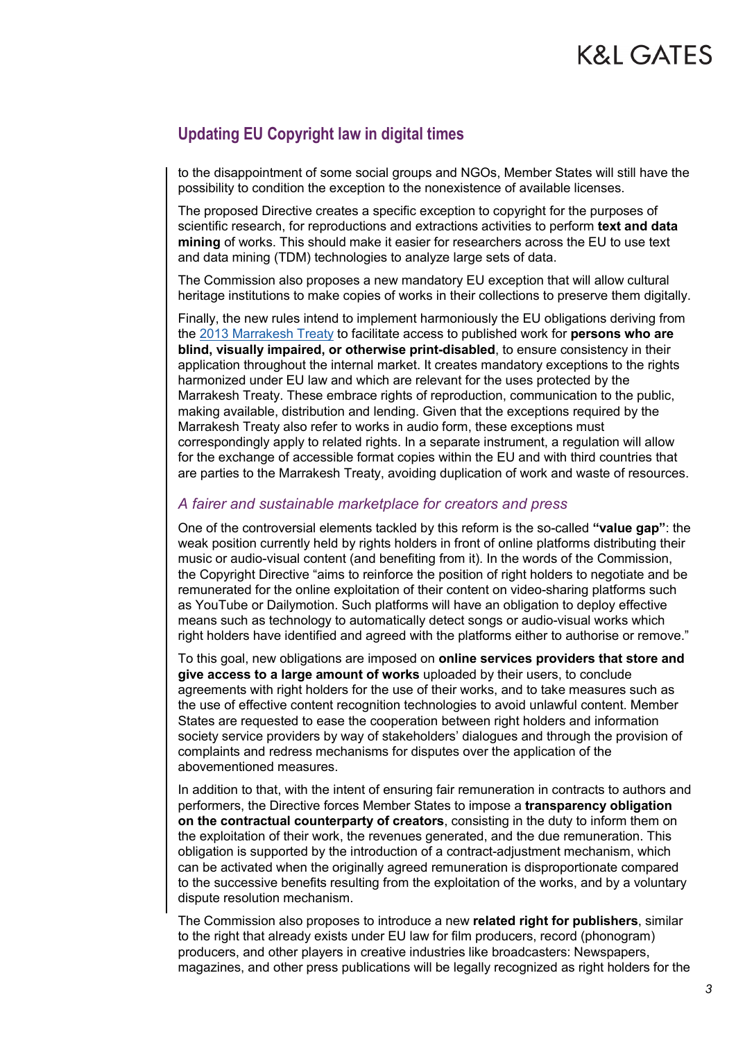to the disappointment of some social groups and NGOs, Member States will still have the possibility to condition the exception to the nonexistence of available licenses.

The proposed Directive creates a specific exception to copyright for the purposes of scientific research, for reproductions and extractions activities to perform **text and data mining** of works. This should make it easier for researchers across the EU to use text and data mining (TDM) technologies to analyze large sets of data.

The Commission also proposes a new mandatory EU exception that will allow cultural heritage institutions to make copies of works in their collections to preserve them digitally.

Finally, the new rules intend to implement harmoniously the EU obligations deriving from the [2013 Marrakesh Treaty](#) to facilitate access to published work for **persons who are blind, visually impaired, or otherwise print-disabled**, to ensure consistency in their application throughout the internal market. It creates mandatory exceptions to the rights harmonized under EU law and which are relevant for the uses protected by the Marrakesh Treaty. These embrace rights of reproduction, communication to the public, making available, distribution and lending. Given that the exceptions required by the Marrakesh Treaty also refer to works in audio form, these exceptions must correspondingly apply to related rights. In a separate instrument, a regulation will allow for the exchange of accessible format copies within the EU and with third countries that are parties to the Marrakesh Treaty, avoiding duplication of work and waste of resources.

### *A fairer and sustainable marketplace for creators and press*

One of the controversial elements tackled by this reform is the so-called **"value gap"**: the weak position currently held by rights holders in front of online platforms distributing their music or audio-visual content (and benefiting from it). In the words of the Commission, the Copyright Directive "aims to reinforce the position of right holders to negotiate and be remunerated for the online exploitation of their content on video-sharing platforms such as YouTube or Dailymotion. Such platforms will have an obligation to deploy effective means such as technology to automatically detect songs or audio-visual works which right holders have identified and agreed with the platforms either to authorise or remove."

To this goal, new obligations are imposed on **online services providers that store and give access to a large amount of works** uploaded by their users, to conclude agreements with right holders for the use of their works, and to take measures such as the use of effective content recognition technologies to avoid unlawful content. Member States are requested to ease the cooperation between right holders and information society service providers by way of stakeholders' dialogues and through the provision of complaints and redress mechanisms for disputes over the application of the abovementioned measures.

In addition to that, with the intent of ensuring fair remuneration in contracts to authors and performers, the Directive forces Member States to impose a **transparency obligation on the contractual counterparty of creators**, consisting in the duty to inform them on the exploitation of their work, the revenues generated, and the due remuneration. This obligation is supported by the introduction of a contract-adjustment mechanism, which can be activated when the originally agreed remuneration is disproportionate compared to the successive benefits resulting from the exploitation of the works, and by a voluntary dispute resolution mechanism.

The Commission also proposes to introduce a new **related right for publishers**, similar to the right that already exists under EU law for film producers, record (phonogram) producers, and other players in creative industries like broadcasters: Newspapers, magazines, and other press publications will be legally recognized as right holders for the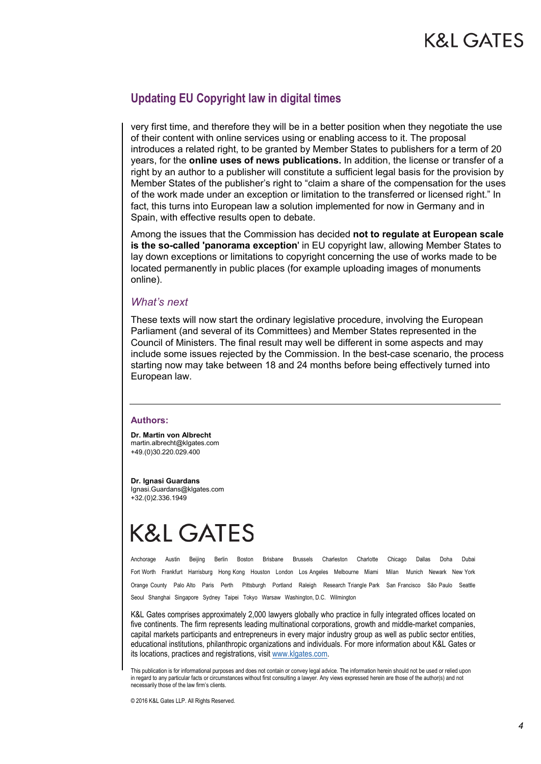## Updating EU Copyright law in digital times

very first time, and therefore they will be in a better position when they negotiate the use of their content with online services using or enabling access to it. The proposal introduces a related right, to be granted by Member States to publishers for a term of 20 years, for the **online uses of news publications.** In addition, the license or transfer of a right by an author to a publisher will constitute a sufficient legal basis for the provision by Member States of the publisher's right to "claim a share of the compensation for the uses of the work made under an exception or limitation to the transferred or licensed right." In fact, this turns into European law a solution implemented for now in Germany and in Spain, with effective results open to debate.

Among the issues that the Commission has decided **not to regulate at European scale is the so-called 'panorama exception'** in EU copyright law, allowing Member States to lay down exceptions or limitations to copyright concerning the use of works made to be located permanently in public places (for example uploading images of monuments online).

### *What's next*

These texts will now start the ordinary legislative procedure, involving the European Parliament (and several of its Committees) and Member States represented in the Council of Ministers. The final result may well be different in some aspects and may include some issues rejected by the Commission. In the best-case scenario, the process starting now may take between 18 and 24 months before being effectively turned into European law.

---

**Authors:**

**Dr. Martin von Albrecht**
martin.albrecht@klgates.com
+49.(0)30.220.029.400

**Dr. Ignasi Guardans**
Ignasi.Guardans@klgates.com
+32.(0)2.336.1949

K&L GATES

Anchorage Austin Beijing Berlin Boston Brisbane Brussels Charleston Charlotte Chicago Dallas Doha Dubai Fort Worth Frankfurt Harrisburg Hong Kong Houston London Los Angeles Melbourne Miami Milan Munich Newark New York Orange County Palo Alto Paris Perth Pittsburgh Portland Raleigh Research Triangle Park San Francisco São Paulo Seattle Seoul Shanghai Singapore Sydney Taipei Tokyo Warsaw Washington, D.C. Wilmington

K&L Gates comprises approximately 2,000 lawyers globally who practice in fully integrated offices located on five continents. The firm represents leading multinational corporations, growth and middle-market companies, capital markets participants and entrepreneurs in every major industry group as well as public sector entities, educational institutions, philanthropic organizations and individuals. For more information about K&L Gates or its locations, practices and registrations, visit www.klgates.com.

This publication is for informational purposes and does not contain or convey legal advice. The information herein should not be used or relied upon in regard to any particular facts or circumstances without first consulting a lawyer. Any views expressed herein are those of the author(s) and not necessarily those of the law firm's clients.

© 2016 K&L Gates LLP. All Rights Reserved.